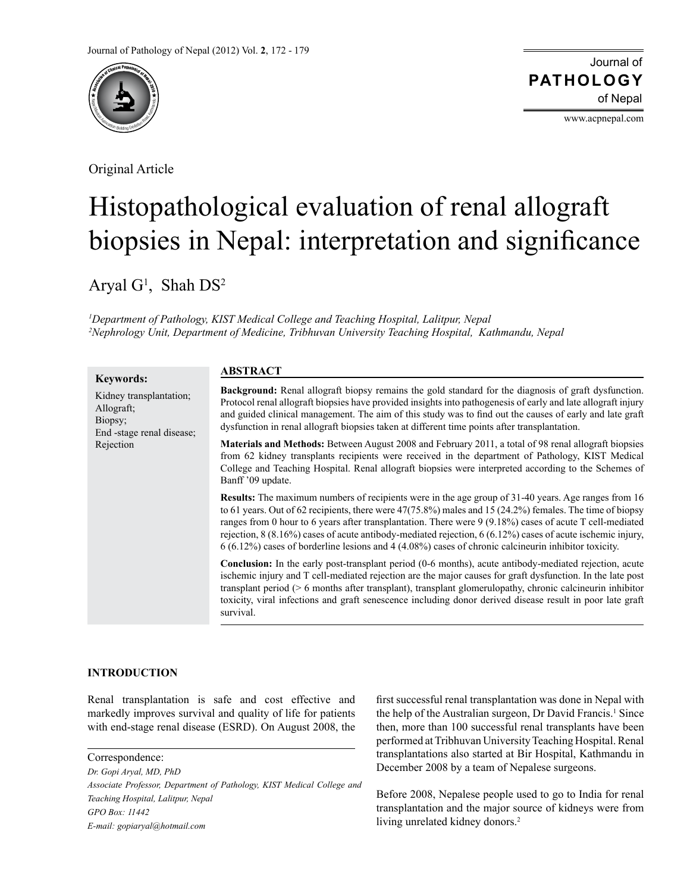Original Article

# Histopathological evaluation of renal allograft biopsies in Nepal: interpretation and significance

Aryal G[1], Shah DS[2]

*[1]Department of Pathology, KIST Medical College and Teaching Hospital, Lalitpur, Nepal*
*[2]Nephrology Unit, Department of Medicine, Tribhuvan University Teaching Hospital, Kathmandu, Nepal*

**Keywords:**

Kidney transplantation; Allograft; Biopsy; End -stage renal disease; Rejection

## ABSTRACT

**Background:** Renal allograft biopsy remains the gold standard for the diagnosis of graft dysfunction. Protocol renal allograft biopsies have provided insights into pathogenesis of early and late allograft injury and guided clinical management. The aim of this study was to find out the causes of early and late graft dysfunction in renal allograft biopsies taken at different time points after transplantation.

**Materials and Methods:** Between August 2008 and February 2011, a total of 98 renal allograft biopsies from 62 kidney transplants recipients were received in the department of Pathology, KIST Medical College and Teaching Hospital. Renal allograft biopsies were interpreted according to the Schemes of Banff '09 update.

**Results:** The maximum numbers of recipients were in the age group of 31-40 years. Age ranges from 16 to 61 years. Out of 62 recipients, there were 47(75.8%) males and 15 (24.2%) females. The time of biopsy ranges from 0 hour to 6 years after transplantation. There were 9 (9.18%) cases of acute T cell-mediated rejection, 8 (8.16%) cases of acute antibody-mediated rejection, 6 (6.12%) cases of acute ischemic injury, 6 (6.12%) cases of borderline lesions and 4 (4.08%) cases of chronic calcineurin inhibitor toxicity.

**Conclusion:** In the early post-transplant period (0-6 months), acute antibody-mediated rejection, acute ischemic injury and T cell-mediated rejection are the major causes for graft dysfunction. In the late post transplant period (> 6 months after transplant), transplant glomerulopathy, chronic calcineurin inhibitor toxicity, viral infections and graft senescence including donor derived disease result in poor late graft survival.

## INTRODUCTION

Renal transplantation is safe and cost effective and markedly improves survival and quality of life for patients with end-stage renal disease (ESRD). On August 2008, the first successful renal transplantation was done in Nepal with the help of the Australian surgeon, Dr David Francis.[1] Since then, more than 100 successful renal transplants have been performed at Tribhuvan University Teaching Hospital. Renal transplantations also started at Bir Hospital, Kathmandu in December 2008 by a team of Nepalese surgeons.

Before 2008, Nepalese people used to go to India for renal transplantation and the major source of kidneys were from living unrelated kidney donors.[2]

Correspondence:
*Dr. Gopi Aryal, MD, PhD*
*Associate Professor, Department of Pathology, KIST Medical College and Teaching Hospital, Lalitpur, Nepal*
*GPO Box: 11442*
*E-mail: gopiaryal@hotmail.com*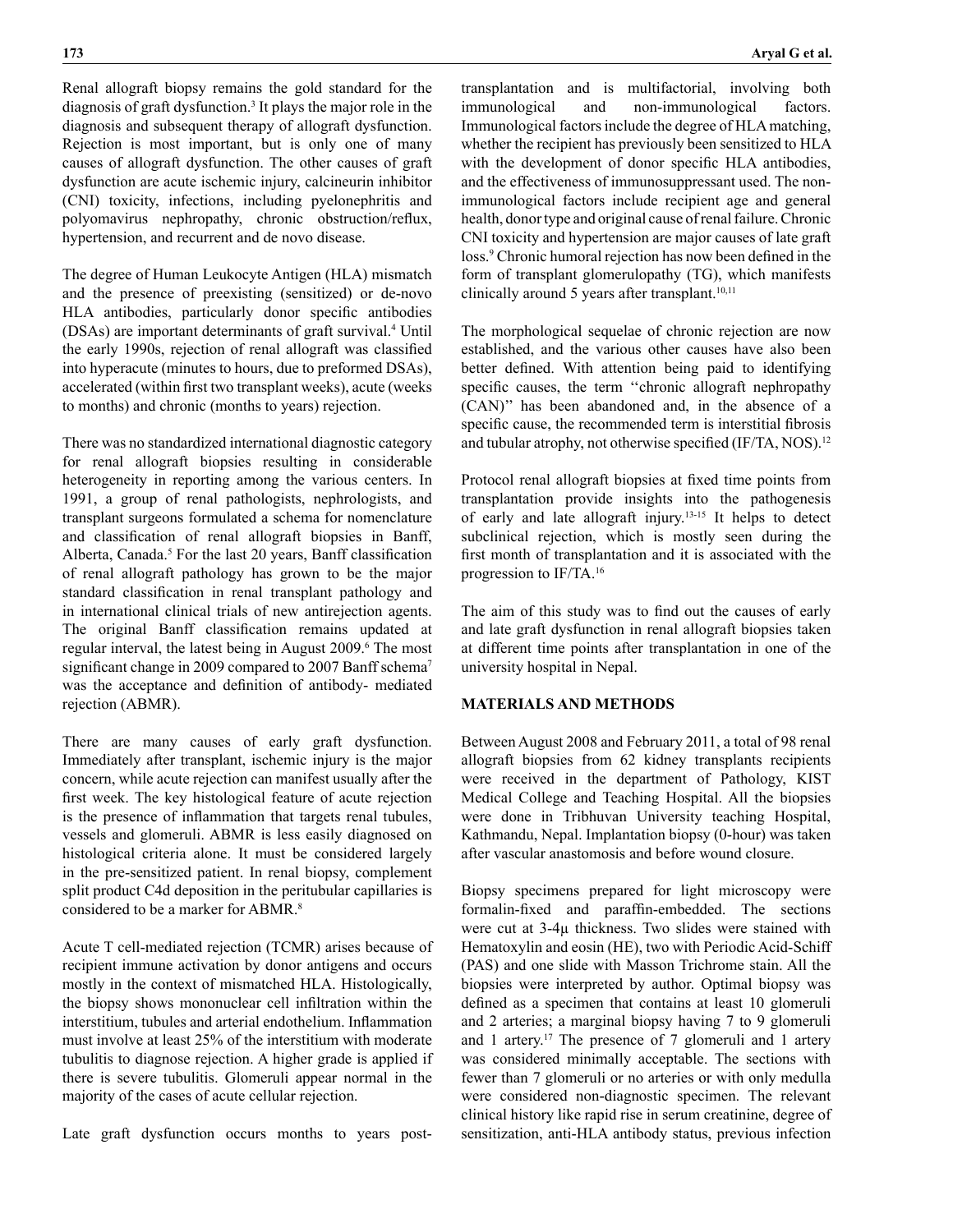Renal allograft biopsy remains the gold standard for the diagnosis of graft dysfunction.[3] It plays the major role in the diagnosis and subsequent therapy of allograft dysfunction. Rejection is most important, but is only one of many causes of allograft dysfunction. The other causes of graft dysfunction are acute ischemic injury, calcineurin inhibitor (CNI) toxicity, infections, including pyelonephritis and polyomavirus nephropathy, chronic obstruction/reflux, hypertension, and recurrent and de novo disease.

The degree of Human Leukocyte Antigen (HLA) mismatch and the presence of preexisting (sensitized) or de-novo HLA antibodies, particularly donor specific antibodies (DSAs) are important determinants of graft survival.[4] Until the early 1990s, rejection of renal allograft was classified into hyperacute (minutes to hours, due to preformed DSAs), accelerated (within first two transplant weeks), acute (weeks to months) and chronic (months to years) rejection.

There was no standardized international diagnostic category for renal allograft biopsies resulting in considerable heterogeneity in reporting among the various centers. In 1991, a group of renal pathologists, nephrologists, and transplant surgeons formulated a schema for nomenclature and classification of renal allograft biopsies in Banff, Alberta, Canada.[5] For the last 20 years, Banff classification of renal allograft pathology has grown to be the major standard classification in renal transplant pathology and in international clinical trials of new antirejection agents. The original Banff classification remains updated at regular interval, the latest being in August 2009.[6] The most significant change in 2009 compared to 2007 Banff schema[7] was the acceptance and definition of antibody- mediated rejection (ABMR).

There are many causes of early graft dysfunction. Immediately after transplant, ischemic injury is the major concern, while acute rejection can manifest usually after the first week. The key histological feature of acute rejection is the presence of inflammation that targets renal tubules, vessels and glomeruli. ABMR is less easily diagnosed on histological criteria alone. It must be considered largely in the pre-sensitized patient. In renal biopsy, complement split product C4d deposition in the peritubular capillaries is considered to be a marker for ABMR.[8]

Acute T cell-mediated rejection (TCMR) arises because of recipient immune activation by donor antigens and occurs mostly in the context of mismatched HLA. Histologically, the biopsy shows mononuclear cell infiltration within the interstitium, tubules and arterial endothelium. Inflammation must involve at least 25% of the interstitium with moderate tubulitis to diagnose rejection. A higher grade is applied if there is severe tubulitis. Glomeruli appear normal in the majority of the cases of acute cellular rejection.

Late graft dysfunction occurs months to years post-transplantation and is multifactorial, involving both immunological and non-immunological factors. Immunological factors include the degree of HLA matching, whether the recipient has previously been sensitized to HLA with the development of donor specific HLA antibodies, and the effectiveness of immunosuppressant used. The non-immunological factors include recipient age and general health, donor type and original cause of renal failure. Chronic CNI toxicity and hypertension are major causes of late graft loss.[9] Chronic humoral rejection has now been defined in the form of transplant glomerulopathy (TG), which manifests clinically around 5 years after transplant.[10,11]

The morphological sequelae of chronic rejection are now established, and the various other causes have also been better defined. With attention being paid to identifying specific causes, the term ''chronic allograft nephropathy (CAN)'' has been abandoned and, in the absence of a specific cause, the recommended term is interstitial fibrosis and tubular atrophy, not otherwise specified (IF/TA, NOS).[12]

Protocol renal allograft biopsies at fixed time points from transplantation provide insights into the pathogenesis of early and late allograft injury.[13-15] It helps to detect subclinical rejection, which is mostly seen during the first month of transplantation and it is associated with the progression to IF/TA.[16]

The aim of this study was to find out the causes of early and late graft dysfunction in renal allograft biopsies taken at different time points after transplantation in one of the university hospital in Nepal.

## MATERIALS AND METHODS

Between August 2008 and February 2011, a total of 98 renal allograft biopsies from 62 kidney transplants recipients were received in the department of Pathology, KIST Medical College and Teaching Hospital. All the biopsies were done in Tribhuvan University teaching Hospital, Kathmandu, Nepal. Implantation biopsy (0-hour) was taken after vascular anastomosis and before wound closure.

Biopsy specimens prepared for light microscopy were formalin-fixed and paraffin-embedded. The sections were cut at 3-4μ thickness. Two slides were stained with Hematoxylin and eosin (HE), two with Periodic Acid-Schiff (PAS) and one slide with Masson Trichrome stain. All the biopsies were interpreted by author. Optimal biopsy was defined as a specimen that contains at least 10 glomeruli and 2 arteries; a marginal biopsy having 7 to 9 glomeruli and 1 artery.[17] The presence of 7 glomeruli and 1 artery was considered minimally acceptable. The sections with fewer than 7 glomeruli or no arteries or with only medulla were considered non-diagnostic specimen. The relevant clinical history like rapid rise in serum creatinine, degree of sensitization, anti-HLA antibody status, previous infection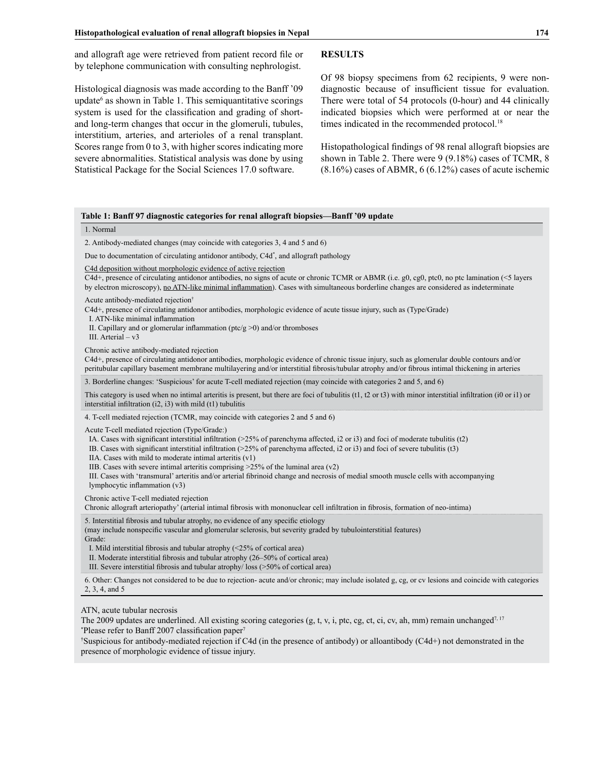and allograft age were retrieved from patient record file or by telephone communication with consulting nephrologist.

Histological diagnosis was made according to the Banff '09 update[6] as shown in Table 1. This semiquantitative scorings system is used for the classification and grading of short- and long-term changes that occur in the glomeruli, tubules, interstitium, arteries, and arterioles of a renal transplant. Scores range from 0 to 3, with higher scores indicating more severe abnormalities. Statistical analysis was done by using Statistical Package for the Social Sciences 17.0 software.

## RESULTS

Of 98 biopsy specimens from 62 recipients, 9 were non-diagnostic because of insufficient tissue for evaluation. There were total of 54 protocols (0-hour) and 44 clinically indicated biopsies which were performed at or near the times indicated in the recommended protocol.[18]

Histopathological findings of 98 renal allograft biopsies are shown in Table 2. There were 9 (9.18%) cases of TCMR, 8 (8.16%) cases of ABMR, 6 (6.12%) cases of acute ischemic

**Table 1: Banff 97 diagnostic categories for renal allograft biopsies—Banff '09 update**

| |
|---|
| 1. Normal |
| 2. Antibody-mediated changes (may coincide with categories 3, 4 and 5 and 6) |
| Due to documentation of circulating antidonor antibody, C4d[*], and allograft pathology |
| <u>C4d deposition without morphologic evidence of active rejection</u><br>C4d+, presence of circulating antidonor antibodies, no signs of acute or chronic TCMR or ABMR (i.e. g0, cg0, ptc0, no ptc lamination (<5 layers by electron microscopy), <u>no ATN-like minimal inflammation</u>). Cases with simultaneous borderline changes are considered as indeterminate |
| Acute antibody-mediated rejection[†]<br>C4d+, presence of circulating antidonor antibodies, morphologic evidence of acute tissue injury, such as (Type/Grade)<br>I. ATN-like minimal inflammation<br>II. Capillary and or glomerular inflammation (ptc/g >0) and/or thromboses<br>III. Arterial – v3 |
| Chronic active antibody-mediated rejection<br>C4d+, presence of circulating antidonor antibodies, morphologic evidence of chronic tissue injury, such as glomerular double contours and/or peritubular capillary basement membrane multilayering and/or interstitial fibrosis/tubular atrophy and/or fibrous intimal thickening in arteries |
| 3. Borderline changes: 'Suspicious' for acute T-cell mediated rejection (may coincide with categories 2 and 5, and 6) |
| This category is used when no intimal arteritis is present, but there are foci of tubulitis (t1, t2 or t3) with minor interstitial infiltration (i0 or i1) or interstitial infiltration (i2, i3) with mild (t1) tubulitis |
| 4. T-cell mediated rejection (TCMR, may coincide with categories 2 and 5 and 6) |
| Acute T-cell mediated rejection (Type/Grade:)<br>IA. Cases with significant interstitial infiltration (>25% of parenchyma affected, i2 or i3) and foci of moderate tubulitis (t2)<br>IB. Cases with significant interstitial infiltration (>25% of parenchyma affected, i2 or i3) and foci of severe tubulitis (t3)<br>IIA. Cases with mild to moderate intimal arteritis (v1)<br>IIB. Cases with severe intimal arteritis comprising >25% of the luminal area (v2)<br>III. Cases with 'transmural' arteritis and/or arterial fibrinoid change and necrosis of medial smooth muscle cells with accompanying lymphocytic inflammation (v3) |
| Chronic active T-cell mediated rejection<br>Chronic allograft arteriopathy' (arterial intimal fibrosis with mononuclear cell infiltration in fibrosis, formation of neo-intima) |
| 5. Interstitial fibrosis and tubular atrophy, no evidence of any specific etiology<br>(may include nonspecific vascular and glomerular sclerosis, but severity graded by tubulointerstitial features)<br>Grade:<br>I. Mild interstitial fibrosis and tubular atrophy (<25% of cortical area)<br>II. Moderate interstitial fibrosis and tubular atrophy (26–50% of cortical area)<br>III. Severe interstitial fibrosis and tubular atrophy/ loss (>50% of cortical area) |
| 6. Other: Changes not considered to be due to rejection- acute and/or chronic; may include isolated g, cg, or cv lesions and coincide with categories 2, 3, 4, and 5 |

ATN, acute tubular necrosis

The 2009 updates are underlined. All existing scoring categories (g, t, v, i, ptc, cg, ct, ci, cv, ah, mm) remain unchanged[7, 17]

[*]Please refer to Banff 2007 classification paper[7]

[†]Suspicious for antibody-mediated rejection if C4d (in the presence of antibody) or alloantibody (C4d+) not demonstrated in the presence of morphologic evidence of tissue injury.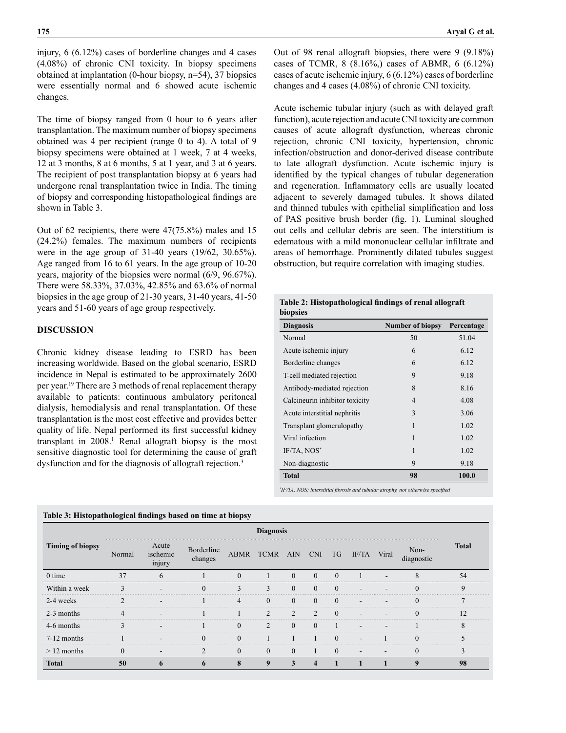injury, 6 (6.12%) cases of borderline changes and 4 cases (4.08%) of chronic CNI toxicity. In biopsy specimens obtained at implantation (0-hour biopsy, n=54), 37 biopsies were essentially normal and 6 showed acute ischemic changes.

The time of biopsy ranged from 0 hour to 6 years after transplantation. The maximum number of biopsy specimens obtained was 4 per recipient (range 0 to 4). A total of 9 biopsy specimens were obtained at 1 week, 7 at 4 weeks, 12 at 3 months, 8 at 6 months, 5 at 1 year, and 3 at 6 years. The recipient of post transplantation biopsy at 6 years had undergone renal transplantation twice in India. The timing of biopsy and corresponding histopathological findings are shown in Table 3.

Out of 62 recipients, there were 47(75.8%) males and 15 (24.2%) females. The maximum numbers of recipients were in the age group of 31-40 years (19/62, 30.65%). Age ranged from 16 to 61 years. In the age group of 10-20 years, majority of the biopsies were normal (6/9, 96.67%). There were 58.33%, 37.03%, 42.85% and 63.6% of normal biopsies in the age group of 21-30 years, 31-40 years, 41-50 years and 51-60 years of age group respectively.

## DISCUSSION

Chronic kidney disease leading to ESRD has been increasing worldwide. Based on the global scenario, ESRD incidence in Nepal is estimated to be approximately 2600 per year.[19] There are 3 methods of renal replacement therapy available to patients: continuous ambulatory peritoneal dialysis, hemodialysis and renal transplantation. Of these transplantation is the most cost effective and provides better quality of life. Nepal performed its first successful kidney transplant in 2008.[1] Renal allograft biopsy is the most sensitive diagnostic tool for determining the cause of graft dysfunction and for the diagnosis of allograft rejection.[3]

Out of 98 renal allograft biopsies, there were 9 (9.18%) cases of TCMR, 8 (8.16%,) cases of ABMR, 6 (6.12%) cases of acute ischemic injury, 6 (6.12%) cases of borderline changes and 4 cases (4.08%) of chronic CNI toxicity.

Acute ischemic tubular injury (such as with delayed graft function), acute rejection and acute CNI toxicity are common causes of acute allograft dysfunction, whereas chronic rejection, chronic CNI toxicity, hypertension, chronic infection/obstruction and donor-derived disease contribute to late allograft dysfunction. Acute ischemic injury is identified by the typical changes of tubular degeneration and regeneration. Inflammatory cells are usually located adjacent to severely damaged tubules. It shows dilated and thinned tubules with epithelial simplification and loss of PAS positive brush border (fig. 1). Luminal sloughed out cells and cellular debris are seen. The interstitium is edematous with a mild mononuclear cellular infiltrate and areas of hemorrhage. Prominently dilated tubules suggest obstruction, but require correlation with imaging studies.

**Table 2: Histopathological findings of renal allograft biopsies**

| Diagnosis | Number of biopsy | Percentage |
|---|---|---|
| Normal | 50 | 51.04 |
| Acute ischemic injury | 6 | 6.12 |
| Borderline changes | 6 | 6.12 |
| T-cell mediated rejection | 9 | 9.18 |
| Antibody-mediated rejection | 8 | 8.16 |
| Calcineurin inhibitor toxicity | 4 | 4.08 |
| Acute interstitial nephritis | 3 | 3.06 |
| Transplant glomerulopathy | 1 | 1.02 |
| Viral infection | 1 | 1.02 |
| IF/TA, NOS* | 1 | 1.02 |
| Non-diagnostic | 9 | 9.18 |
| **Total** | **98** | **100.0** |

*IF/TA, NOS: interstitial fibrosis and tubular atrophy, not otherwise specified*

**Table 3: Histopathological findings based on time at biopsy**

| Timing of biopsy | Diagnosis | | | | | | | | | | | Total |
|---|---|---|---|---|---|---|---|---|---|---|---|---|
| | Normal | Acute ischemic injury | Borderline changes | ABMR | TCMR | AIN | CNI | TG | IF/TA | Viral | Non-diagnostic | |
| 0 time | 37 | 6 | 1 | 0 | 1 | 0 | 0 | 0 | 1 | - | 8 | 54 |
| Within a week | 3 | - | 0 | 3 | 3 | 0 | 0 | 0 | - | - | 0 | 9 |
| 2-4 weeks | 2 | - | 1 | 4 | 0 | 0 | 0 | 0 | - | - | 0 | 7 |
| 2-3 months | 4 | - | 1 | 1 | 2 | 2 | 2 | 0 | - | - | 0 | 12 |
| 4-6 months | 3 | - | 1 | 0 | 2 | 0 | 0 | 1 | - | - | 1 | 8 |
| 7-12 months | 1 | - | 0 | 0 | 1 | 1 | 1 | 0 | - | 1 | 0 | 5 |
| > 12 months | 0 | - | 2 | 0 | 0 | 0 | 1 | 0 | - | - | 0 | 3 |
| **Total** | **50** | **6** | **6** | **8** | **9** | **3** | **4** | **1** | **1** | **1** | **9** | **98** |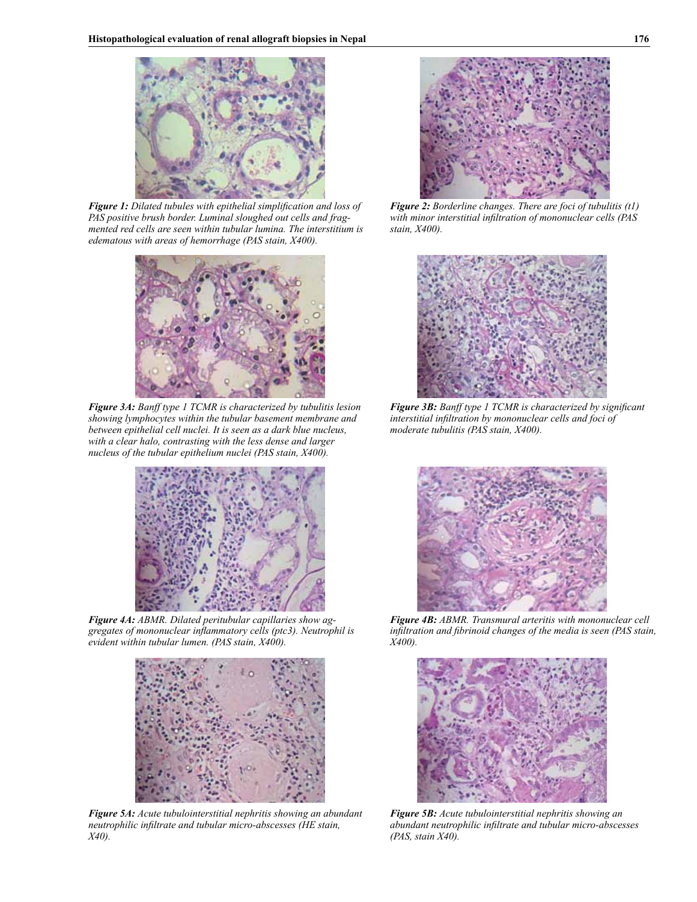*Figure 1: Dilated tubules with epithelial simplification and loss of PAS positive brush border. Luminal sloughed out cells and fragmented red cells are seen within tubular lumina. The interstitium is edematous with areas of hemorrhage (PAS stain, X400).*

*Figure 2: Borderline changes. There are foci of tubulitis (t1) with minor interstitial infiltration of mononuclear cells (PAS stain, X400).*

*Figure 3A: Banff type 1 TCMR is characterized by tubulitis lesion showing lymphocytes within the tubular basement membrane and between epithelial cell nuclei. It is seen as a dark blue nucleus, with a clear halo, contrasting with the less dense and larger nucleus of the tubular epithelium nuclei (PAS stain, X400).*

*Figure 3B: Banff type 1 TCMR is characterized by significant interstitial infiltration by mononuclear cells and foci of moderate tubulitis (PAS stain, X400).*

*Figure 4A: ABMR. Dilated peritubular capillaries show aggregates of mononuclear inflammatory cells (ptc3). Neutrophil is evident within tubular lumen. (PAS stain, X400).*

*Figure 4B: ABMR. Transmural arteritis with mononuclear cell infiltration and fibrinoid changes of the media is seen (PAS stain, X400).*

*Figure 5A: Acute tubulointerstitial nephritis showing an abundant neutrophilic infiltrate and tubular micro-abscesses (HE stain, X40).*

*Figure 5B: Acute tubulointerstitial nephritis showing an abundant neutrophilic infiltrate and tubular micro-abscesses (PAS, stain X40).*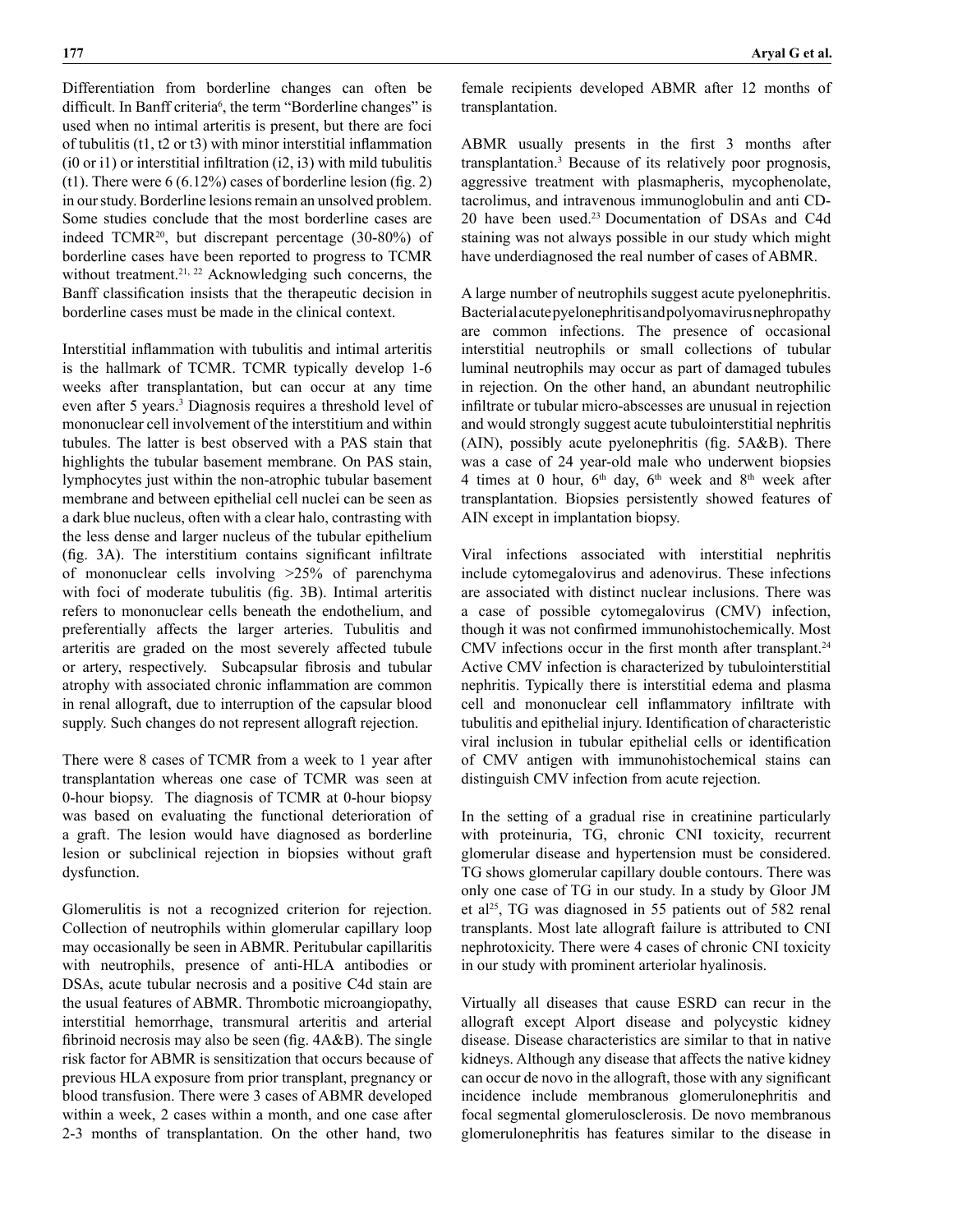Differentiation from borderline changes can often be difficult. In Banff criteria[6], the term "Borderline changes" is used when no intimal arteritis is present, but there are foci of tubulitis (t1, t2 or t3) with minor interstitial inflammation (i0 or i1) or interstitial infiltration (i2, i3) with mild tubulitis (t1). There were 6 (6.12%) cases of borderline lesion (fig. 2) in our study. Borderline lesions remain an unsolved problem. Some studies conclude that the most borderline cases are indeed TCMR[20], but discrepant percentage (30-80%) of borderline cases have been reported to progress to TCMR without treatment.[21, 22] Acknowledging such concerns, the Banff classification insists that the therapeutic decision in borderline cases must be made in the clinical context.

Interstitial inflammation with tubulitis and intimal arteritis is the hallmark of TCMR. TCMR typically develop 1-6 weeks after transplantation, but can occur at any time even after 5 years.[3] Diagnosis requires a threshold level of mononuclear cell involvement of the interstitium and within tubules. The latter is best observed with a PAS stain that highlights the tubular basement membrane. On PAS stain, lymphocytes just within the non-atrophic tubular basement membrane and between epithelial cell nuclei can be seen as a dark blue nucleus, often with a clear halo, contrasting with the less dense and larger nucleus of the tubular epithelium (fig. 3A). The interstitium contains significant infiltrate of mononuclear cells involving >25% of parenchyma with foci of moderate tubulitis (fig. 3B). Intimal arteritis refers to mononuclear cells beneath the endothelium, and preferentially affects the larger arteries. Tubulitis and arteritis are graded on the most severely affected tubule or artery, respectively. Subcapsular fibrosis and tubular atrophy with associated chronic inflammation are common in renal allograft, due to interruption of the capsular blood supply. Such changes do not represent allograft rejection.

There were 8 cases of TCMR from a week to 1 year after transplantation whereas one case of TCMR was seen at 0-hour biopsy. The diagnosis of TCMR at 0-hour biopsy was based on evaluating the functional deterioration of a graft. The lesion would have diagnosed as borderline lesion or subclinical rejection in biopsies without graft dysfunction.

Glomerulitis is not a recognized criterion for rejection. Collection of neutrophils within glomerular capillary loop may occasionally be seen in ABMR. Peritubular capillaritis with neutrophils, presence of anti-HLA antibodies or DSAs, acute tubular necrosis and a positive C4d stain are the usual features of ABMR. Thrombotic microangiopathy, interstitial hemorrhage, transmural arteritis and arterial fibrinoid necrosis may also be seen (fig. 4A&B). The single risk factor for ABMR is sensitization that occurs because of previous HLA exposure from prior transplant, pregnancy or blood transfusion. There were 3 cases of ABMR developed within a week, 2 cases within a month, and one case after 2-3 months of transplantation. On the other hand, two female recipients developed ABMR after 12 months of transplantation.

ABMR usually presents in the first 3 months after transplantation.[3] Because of its relatively poor prognosis, aggressive treatment with plasmapheris, mycophenolate, tacrolimus, and intravenous immunoglobulin and anti CD-20 have been used.[23] Documentation of DSAs and C4d staining was not always possible in our study which might have underdiagnosed the real number of cases of ABMR.

A large number of neutrophils suggest acute pyelonephritis. Bacterial acute pyelonephritis and polyomavirus nephropathy are common infections. The presence of occasional interstitial neutrophils or small collections of tubular luminal neutrophils may occur as part of damaged tubules in rejection. On the other hand, an abundant neutrophilic infiltrate or tubular micro-abscesses are unusual in rejection and would strongly suggest acute tubulointerstitial nephritis (AIN), possibly acute pyelonephritis (fig. 5A&B). There was a case of 24 year-old male who underwent biopsies 4 times at 0 hour, 6th day, 6th week and 8th week after transplantation. Biopsies persistently showed features of AIN except in implantation biopsy.

Viral infections associated with interstitial nephritis include cytomegalovirus and adenovirus. These infections are associated with distinct nuclear inclusions. There was a case of possible cytomegalovirus (CMV) infection, though it was not confirmed immunohistochemically. Most CMV infections occur in the first month after transplant.[24] Active CMV infection is characterized by tubulointerstitial nephritis. Typically there is interstitial edema and plasma cell and mononuclear cell inflammatory infiltrate with tubulitis and epithelial injury. Identification of characteristic viral inclusion in tubular epithelial cells or identification of CMV antigen with immunohistochemical stains can distinguish CMV infection from acute rejection.

In the setting of a gradual rise in creatinine particularly with proteinuria, TG, chronic CNI toxicity, recurrent glomerular disease and hypertension must be considered. TG shows glomerular capillary double contours. There was only one case of TG in our study. In a study by Gloor JM et al[25], TG was diagnosed in 55 patients out of 582 renal transplants. Most late allograft failure is attributed to CNI nephrotoxicity. There were 4 cases of chronic CNI toxicity in our study with prominent arteriolar hyalinosis.

Virtually all diseases that cause ESRD can recur in the allograft except Alport disease and polycystic kidney disease. Disease characteristics are similar to that in native kidneys. Although any disease that affects the native kidney can occur de novo in the allograft, those with any significant incidence include membranous glomerulonephritis and focal segmental glomerulosclerosis. De novo membranous glomerulonephritis has features similar to the disease in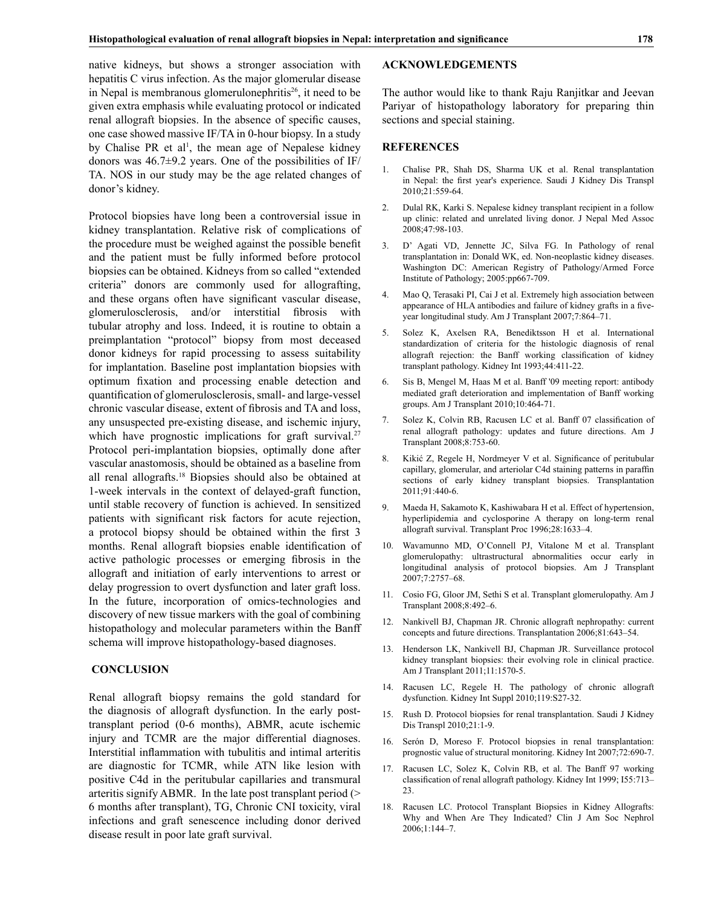native kidneys, but shows a stronger association with hepatitis C virus infection. As the major glomerular disease in Nepal is membranous glomerulonephritis[26], it need to be given extra emphasis while evaluating protocol or indicated renal allograft biopsies. In the absence of specific causes, one case showed massive IF/TA in 0-hour biopsy. In a study by Chalise PR et al[1], the mean age of Nepalese kidney donors was 46.7±9.2 years. One of the possibilities of IF/TA. NOS in our study may be the age related changes of donor's kidney.

Protocol biopsies have long been a controversial issue in kidney transplantation. Relative risk of complications of the procedure must be weighed against the possible benefit and the patient must be fully informed before protocol biopsies can be obtained. Kidneys from so called "extended criteria" donors are commonly used for allografting, and these organs often have significant vascular disease, glomerulosclerosis, and/or interstitial fibrosis with tubular atrophy and loss. Indeed, it is routine to obtain a preimplantation "protocol" biopsy from most deceased donor kidneys for rapid processing to assess suitability for implantation. Baseline post implantation biopsies with optimum fixation and processing enable detection and quantification of glomerulosclerosis, small- and large-vessel chronic vascular disease, extent of fibrosis and TA and loss, any unsuspected pre-existing disease, and ischemic injury, which have prognostic implications for graft survival.[27] Protocol peri-implantation biopsies, optimally done after vascular anastomosis, should be obtained as a baseline from all renal allografts.[18] Biopsies should also be obtained at 1-week intervals in the context of delayed-graft function, until stable recovery of function is achieved. In sensitized patients with significant risk factors for acute rejection, a protocol biopsy should be obtained within the first 3 months. Renal allograft biopsies enable identification of active pathologic processes or emerging fibrosis in the allograft and initiation of early interventions to arrest or delay progression to overt dysfunction and later graft loss. In the future, incorporation of omics-technologies and discovery of new tissue markers with the goal of combining histopathology and molecular parameters within the Banff schema will improve histopathology-based diagnoses.

## CONCLUSION

Renal allograft biopsy remains the gold standard for the diagnosis of allograft dysfunction. In the early post-transplant period (0-6 months), ABMR, acute ischemic injury and TCMR are the major differential diagnoses. Interstitial inflammation with tubulitis and intimal arteritis are diagnostic for TCMR, while ATN like lesion with positive C4d in the peritubular capillaries and transmural arteritis signify ABMR. In the late post transplant period (> 6 months after transplant), TG, Chronic CNI toxicity, viral infections and graft senescence including donor derived disease result in poor late graft survival.

## ACKNOWLEDGEMENTS

The author would like to thank Raju Ranjitkar and Jeevan Pariyar of histopathology laboratory for preparing thin sections and special staining.

## REFERENCES

1. Chalise PR, Shah DS, Sharma UK et al. Renal transplantation in Nepal: the first year's experience. Saudi J Kidney Dis Transpl 2010;21:559-64.
2. Dulal RK, Karki S. Nepalese kidney transplant recipient in a follow up clinic: related and unrelated living donor. J Nepal Med Assoc 2008;47:98-103.
3. D' Agati VD, Jennette JC, Silva FG. In Pathology of renal transplantation in: Donald WK, ed. Non-neoplastic kidney diseases. Washington DC: American Registry of Pathology/Armed Force Institute of Pathology; 2005:pp667-709.
4. Mao Q, Terasaki PI, Cai J et al. Extremely high association between appearance of HLA antibodies and failure of kidney grafts in a five-year longitudinal study. Am J Transplant 2007;7:864–71.
5. Solez K, Axelsen RA, Benediktsson H et al. International standardization of criteria for the histologic diagnosis of renal allograft rejection: the Banff working classification of kidney transplant pathology. Kidney Int 1993;44:411-22.
6. Sis B, Mengel M, Haas M et al. Banff '09 meeting report: antibody mediated graft deterioration and implementation of Banff working groups. Am J Transplant 2010;10:464-71.
7. Solez K, Colvin RB, Racusen LC et al. Banff 07 classification of renal allograft pathology: updates and future directions. Am J Transplant 2008;8:753-60.
8. Kikić Z, Regele H, Nordmeyer V et al. Significance of peritubular capillary, glomerular, and arteriolar C4d staining patterns in paraffin sections of early kidney transplant biopsies. Transplantation 2011;91:440-6.
9. Maeda H, Sakamoto K, Kashiwabara H et al. Effect of hypertension, hyperlipidemia and cyclosporine A therapy on long-term renal allograft survival. Transplant Proc 1996;28:1633–4.
10. Wavamunno MD, O'Connell PJ, Vitalone M et al. Transplant glomerulopathy: ultrastructural abnormalities occur early in longitudinal analysis of protocol biopsies. Am J Transplant 2007;7:2757–68.
11. Cosio FG, Gloor JM, Sethi S et al. Transplant glomerulopathy. Am J Transplant 2008;8:492–6.
12. Nankivell BJ, Chapman JR. Chronic allograft nephropathy: current concepts and future directions. Transplantation 2006;81:643–54.
13. Henderson LK, Nankivell BJ, Chapman JR. Surveillance protocol kidney transplant biopsies: their evolving role in clinical practice. Am J Transplant 2011;11:1570-5.
14. Racusen LC, Regele H. The pathology of chronic allograft dysfunction. Kidney Int Suppl 2010;119:S27-32.
15. Rush D. Protocol biopsies for renal transplantation. Saudi J Kidney Dis Transpl 2010;21:1-9.
16. Serón D, Moreso F. Protocol biopsies in renal transplantation: prognostic value of structural monitoring. Kidney Int 2007;72:690-7.
17. Racusen LC, Solez K, Colvin RB, et al. The Banff 97 working classification of renal allograft pathology. Kidney Int 1999; I55:713–23.
18. Racusen LC. Protocol Transplant Biopsies in Kidney Allografts: Why and When Are They Indicated? Clin J Am Soc Nephrol 2006;1:144–7.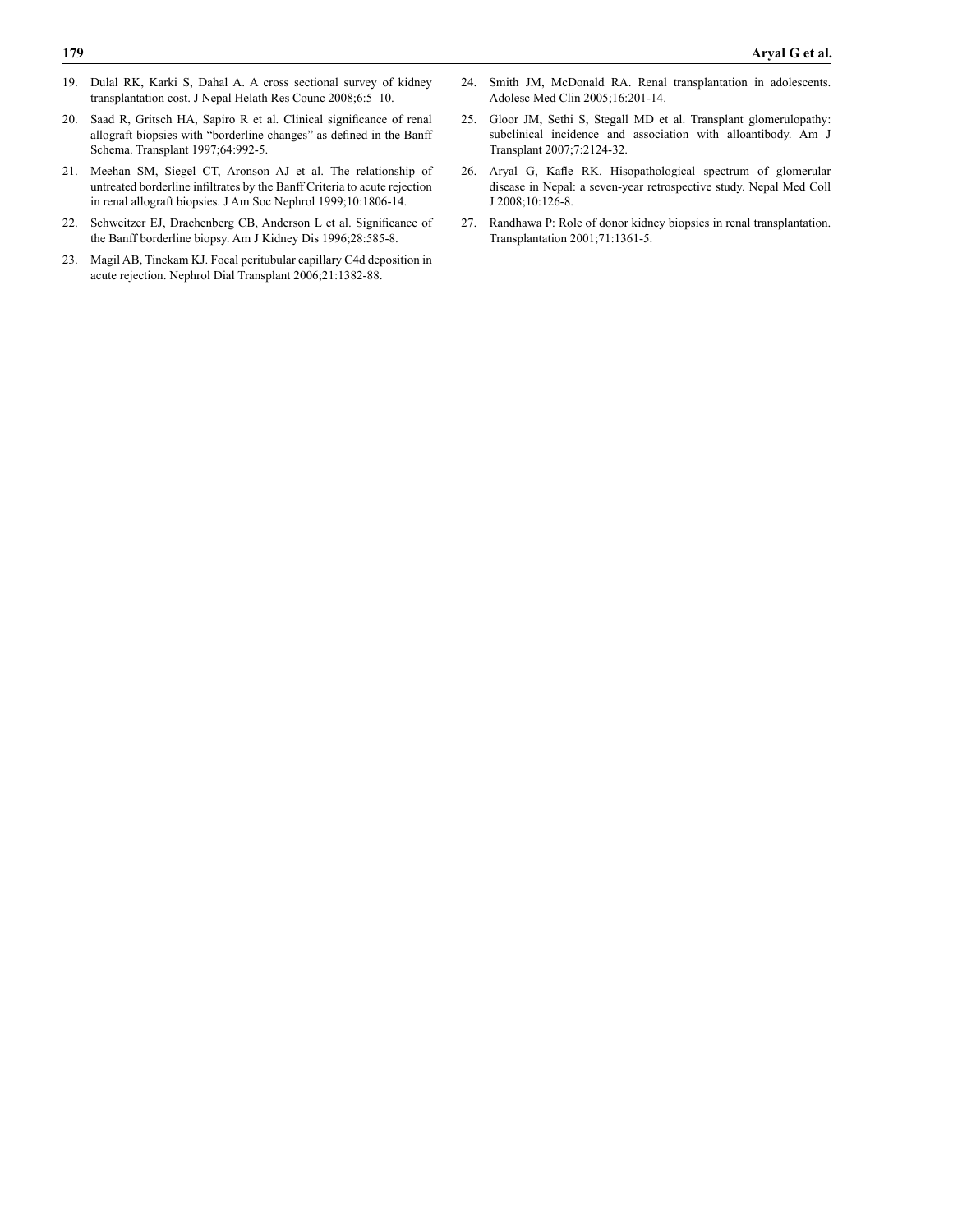19. Dulal RK, Karki S, Dahal A. A cross sectional survey of kidney transplantation cost. J Nepal Helath Res Counc 2008;6:5–10.
20. Saad R, Gritsch HA, Sapiro R et al. Clinical significance of renal allograft biopsies with "borderline changes" as defined in the Banff Schema. Transplant 1997;64:992-5.
21. Meehan SM, Siegel CT, Aronson AJ et al. The relationship of untreated borderline infiltrates by the Banff Criteria to acute rejection in renal allograft biopsies. J Am Soc Nephrol 1999;10:1806-14.
22. Schweitzer EJ, Drachenberg CB, Anderson L et al. Significance of the Banff borderline biopsy. Am J Kidney Dis 1996;28:585-8.
23. Magil AB, Tinckam KJ. Focal peritubular capillary C4d deposition in acute rejection. Nephrol Dial Transplant 2006;21:1382-88.
24. Smith JM, McDonald RA. Renal transplantation in adolescents. Adolesc Med Clin 2005;16:201-14.
25. Gloor JM, Sethi S, Stegall MD et al. Transplant glomerulopathy: subclinical incidence and association with alloantibody. Am J Transplant 2007;7:2124-32.
26. Aryal G, Kafle RK. Hisopathological spectrum of glomerular disease in Nepal: a seven-year retrospective study. Nepal Med Coll J 2008;10:126-8.
27. Randhawa P: Role of donor kidney biopsies in renal transplantation. Transplantation 2001;71:1361-5.